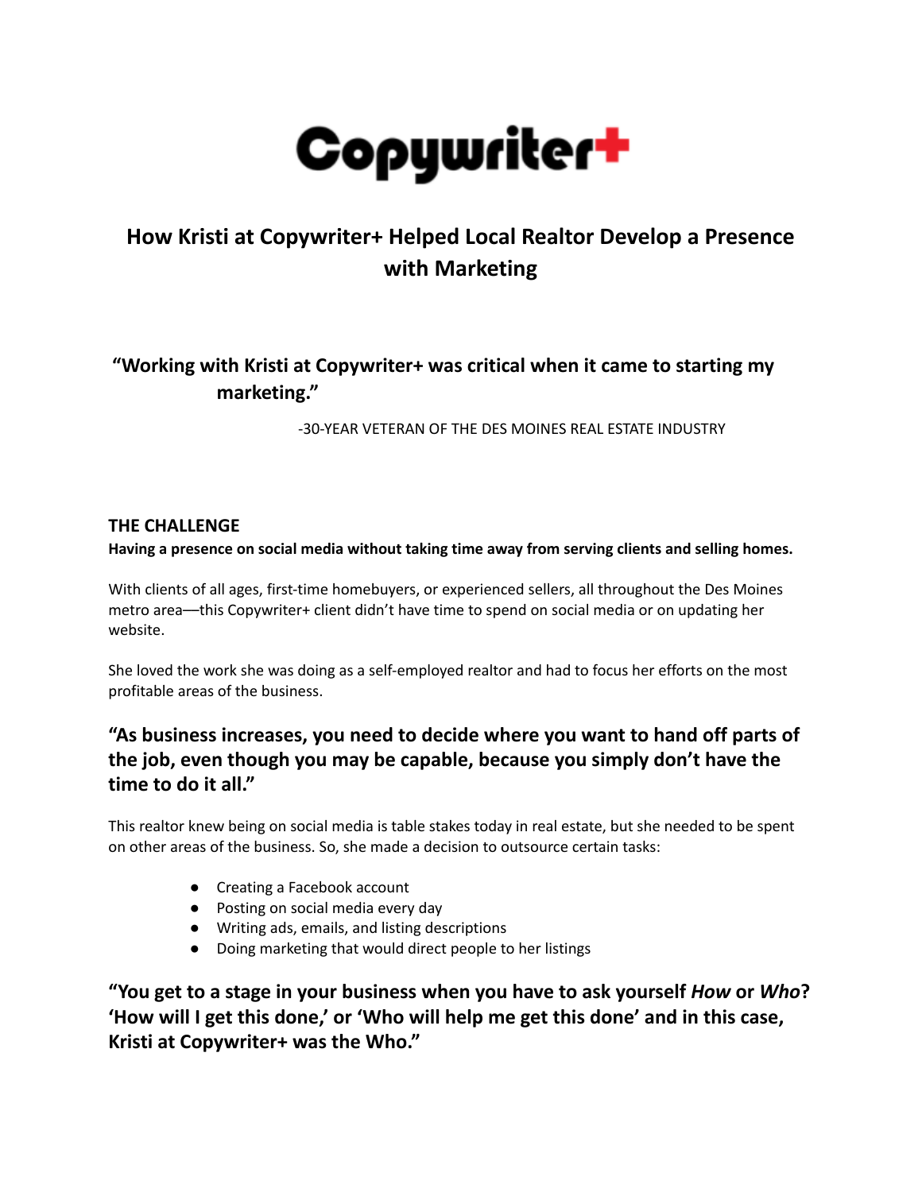# Copywriter+

## How Kristi at Copywriter+ Helped Local Realtor Develop a Presence with Marketing

### "Working with Kristi at Copywriter+ was critical when it came to starting my marketing."

-30-YEAR VETERAN OF THE DES MOINES REAL ESTATE INDUSTRY

**THE CHALLENGE**

**Having a presence on social media without taking time away from serving clients and selling homes.**

With clients of all ages, first-time homebuyers, or experienced sellers, all throughout the Des Moines metro area—this Copywriter+ client didn't have time to spend on social media or on updating her website.

She loved the work she was doing as a self-employed realtor and had to focus her efforts on the most profitable areas of the business.

### "As business increases, you need to decide where you want to hand off parts of the job, even though you may be capable, because you simply don't have the time to do it all."

This realtor knew being on social media is table stakes today in real estate, but she needed to be spent on other areas of the business. So, she made a decision to outsource certain tasks:

- Creating a Facebook account
- Posting on social media every day
- Writing ads, emails, and listing descriptions
- Doing marketing that would direct people to her listings

### "You get to a stage in your business when you have to ask yourself *How* or *Who*? 'How will I get this done,' or 'Who will help me get this done' and in this case, Kristi at Copywriter+ was the Who."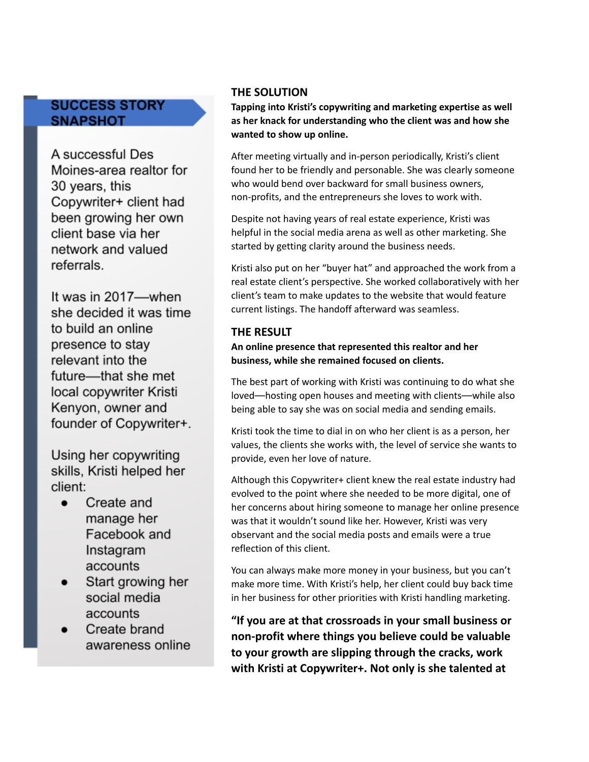## SUCCESS STORY SNAPSHOT

A successful Des Moines-area realtor for 30 years, this Copywriter+ client had been growing her own client base via her network and valued referrals.

It was in 2017—when she decided it was time to build an online presence to stay relevant into the future—that she met local copywriter Kristi Kenyon, owner and founder of Copywriter+.

Using her copywriting skills, Kristi helped her client:

- Create and manage her Facebook and Instagram accounts
- Start growing her social media accounts
- Create brand awareness online

## THE SOLUTION

**Tapping into Kristi's copywriting and marketing expertise as well as her knack for understanding who the client was and how she wanted to show up online.**

After meeting virtually and in-person periodically, Kristi's client found her to be friendly and personable. She was clearly someone who would bend over backward for small business owners, non-profits, and the entrepreneurs she loves to work with.

Despite not having years of real estate experience, Kristi was helpful in the social media arena as well as other marketing. She started by getting clarity around the business needs.

Kristi also put on her "buyer hat" and approached the work from a real estate client's perspective. She worked collaboratively with her client's team to make updates to the website that would feature current listings. The handoff afterward was seamless.

## THE RESULT

**An online presence that represented this realtor and her business, while she remained focused on clients.**

The best part of working with Kristi was continuing to do what she loved—hosting open houses and meeting with clients—while also being able to say she was on social media and sending emails.

Kristi took the time to dial in on who her client is as a person, her values, the clients she works with, the level of service she wants to provide, even her love of nature.

Although this Copywriter+ client knew the real estate industry had evolved to the point where she needed to be more digital, one of her concerns about hiring someone to manage her online presence was that it wouldn't sound like her. However, Kristi was very observant and the social media posts and emails were a true reflection of this client.

You can always make more money in your business, but you can't make more time. With Kristi's help, her client could buy back time in her business for other priorities with Kristi handling marketing.

**"If you are at that crossroads in your small business or non-profit where things you believe could be valuable to your growth are slipping through the cracks, work with Kristi at Copywriter+. Not only is she talented at**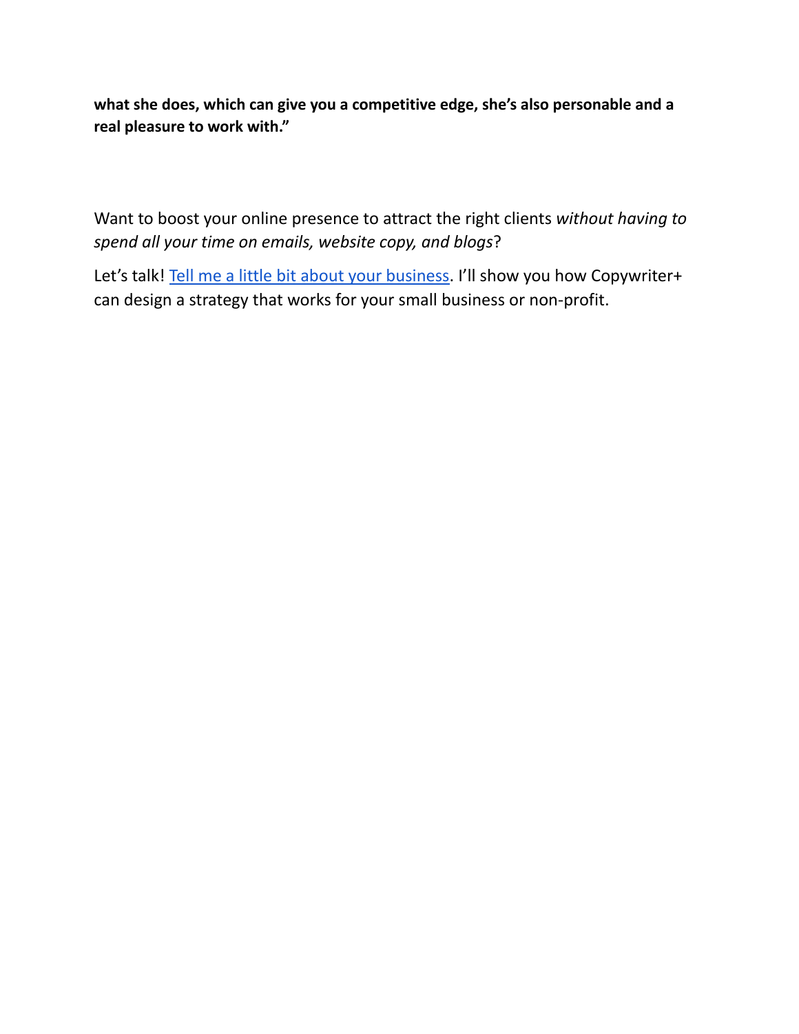**what she does, which can give you a competitive edge, she's also personable and a real pleasure to work with."**

Want to boost your online presence to attract the right clients *without having to spend all your time on emails, website copy, and blogs*?

Let's talk! Tell me a little bit about your business. I'll show you how Copywriter+ can design a strategy that works for your small business or non-profit.